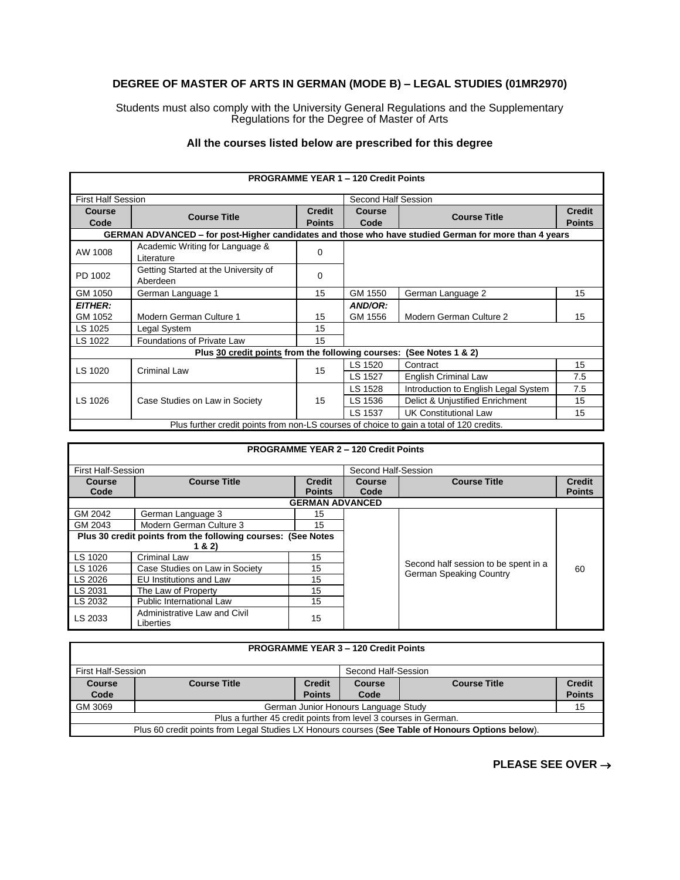# DEGREE OF MASTER OF ARTS IN GERMAN (MODE B) – LEGAL STUDIES (01MR2970)

Students must also comply with the University General Regulations and the Supplementary Regulations for the Degree of Master of Arts

**All the courses listed below are prescribed for this degree**

| **PROGRAMME YEAR 1 – 120 Credit Points** | | | | | |
|---|---|---|---|---|---|
| First Half Session | | | Second Half Session | | |
| **Course Code** | **Course Title** | **Credit Points** | **Course Code** | **Course Title** | **Credit Points** |
| **GERMAN ADVANCED – for post-Higher candidates and those who have studied German for more than 4 years** | | | | | |
| AW 1008 | Academic Writing for Language & Literature | 0 | | | |
| PD 1002 | Getting Started at the University of Aberdeen | 0 | | | |
| GM 1050 | German Language 1 | 15 | GM 1550 | German Language 2 | 15 |
| ***EITHER:*** GM 1052 | Modern German Culture 1 | 15 | ***AND/OR:*** GM 1556 | Modern German Culture 2 | 15 |
| LS 1025 | Legal System | 15 | | | |
| LS 1022 | Foundations of Private Law | 15 | | | |
| **Plus 30 credit points from the following courses: (See Notes 1 & 2)** | | | | | |
| LS 1020 | Criminal Law | 15 | LS 1520 | Contract | 15 |
| | | | LS 1527 | English Criminal Law | 7.5 |
| LS 1026 | Case Studies on Law in Society | 15 | LS 1528 | Introduction to English Legal System | 7.5 |
| | | | LS 1536 | Delict & Unjustified Enrichment | 15 |
| | | | LS 1537 | UK Constitutional Law | 15 |
| Plus further credit points from non-LS courses of choice to gain a total of 120 credits. | | | | | |

| **PROGRAMME YEAR 2 – 120 Credit Points** | | | | | |
|---|---|---|---|---|---|
| First Half-Session | | | Second Half-Session | | |
| **Course Code** | **Course Title** | **Credit Points** | **Course Code** | **Course Title** | **Credit Points** |
| **GERMAN ADVANCED** | | | | | |
| GM 2042 | German Language 3 | 15 | | Second half session to be spent in a German Speaking Country | 60 |
| GM 2043 | Modern German Culture 3 | 15 | | | |
| **Plus 30 credit points from the following courses: (See Notes 1 & 2)** | | | | | |
| LS 1020 | Criminal Law | 15 | | | |
| LS 1026 | Case Studies on Law in Society | 15 | | | |
| LS 2026 | EU Institutions and Law | 15 | | | |
| LS 2031 | The Law of Property | 15 | | | |
| LS 2032 | Public International Law | 15 | | | |
| LS 2033 | Administrative Law and Civil Liberties | 15 | | | |

| **PROGRAMME YEAR 3 – 120 Credit Points** | | | | | |
|---|---|---|---|---|---|
| First Half-Session | | | Second Half-Session | | |
| **Course Code** | **Course Title** | **Credit Points** | **Course Code** | **Course Title** | **Credit Points** |
| GM 3069 | German Junior Honours Language Study | | | | 15 |
| Plus a further 45 credit points from level 3 courses in German. | | | | | |
| Plus 60 credit points from Legal Studies LX Honours courses (**See Table of Honours Options below**). | | | | | |

**PLEASE SEE OVER →**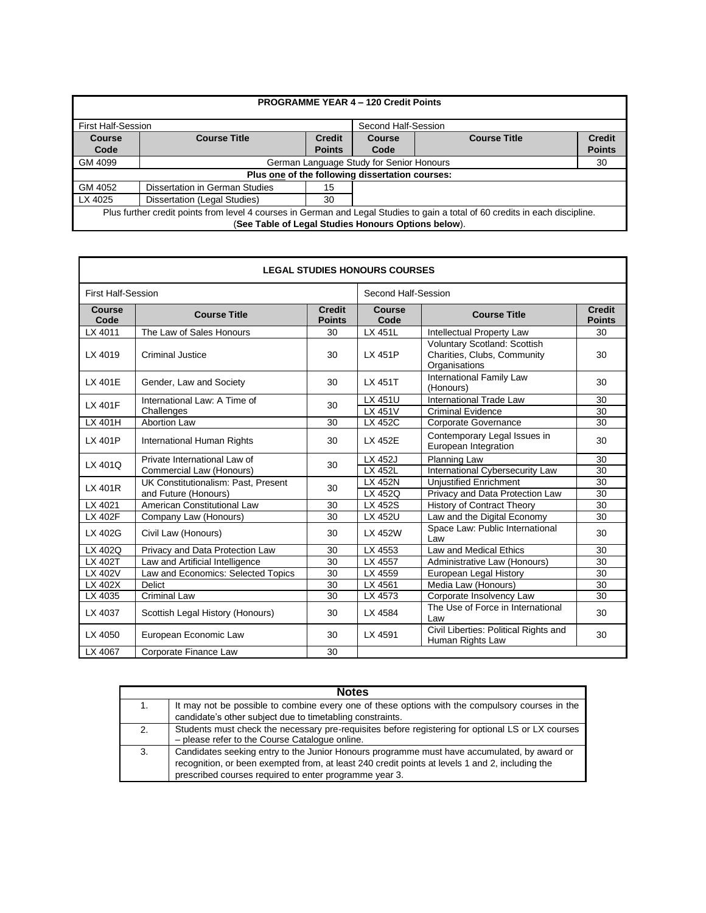| PROGRAMME YEAR 4 – 120 Credit Points | | | | | |
|---|---|---|---|---|---|
| First Half-Session | | | Second Half-Session | | |
| **Course Code** | **Course Title** | **Credit Points** | **Course Code** | **Course Title** | **Credit Points** |
| GM 4099 | German Language Study for Senior Honours | | | | 30 |
| **Plus one of the following dissertation courses:** | | | | | |
| GM 4052 | Dissertation in German Studies | 15 | | | |
| LX 4025 | Dissertation (Legal Studies) | 30 | | | |
| Plus further credit points from level 4 courses in German and Legal Studies to gain a total of 60 credits in each discipline. (**See Table of Legal Studies Honours Options below**). | | | | | |

| LEGAL STUDIES HONOURS COURSES | | | | | |
|---|---|---|---|---|---|
| First Half-Session | | | Second Half-Session | | |
| **Course Code** | **Course Title** | **Credit Points** | **Course Code** | **Course Title** | **Credit Points** |
| LX 4011 | The Law of Sales Honours | 30 | LX 451L | Intellectual Property Law | 30 |
| LX 4019 | Criminal Justice | 30 | LX 451P | Voluntary Scotland: Scottish Charities, Clubs, Community Organisations | 30 |
| LX 401E | Gender, Law and Society | 30 | LX 451T | International Family Law (Honours) | 30 |
| LX 401F | International Law: A Time of Challenges | 30 | LX 451U | International Trade Law | 30 |
| | | | LX 451V | Criminal Evidence | 30 |
| LX 401H | Abortion Law | 30 | LX 452C | Corporate Governance | 30 |
| LX 401P | International Human Rights | 30 | LX 452E | Contemporary Legal Issues in European Integration | 30 |
| LX 401Q | Private International Law of Commercial Law (Honours) | 30 | LX 452J | Planning Law | 30 |
| | | | LX 452L | International Cybersecurity Law | 30 |
| LX 401R | UK Constitutionalism: Past, Present and Future (Honours) | 30 | LX 452N | Unjustified Enrichment | 30 |
| | | | LX 452Q | Privacy and Data Protection Law | 30 |
| LX 4021 | American Constitutional Law | 30 | LX 452S | History of Contract Theory | 30 |
| LX 402F | Company Law (Honours) | 30 | LX 452U | Law and the Digital Economy | 30 |
| LX 402G | Civil Law (Honours) | 30 | LX 452W | Space Law: Public International Law | 30 |
| LX 402Q | Privacy and Data Protection Law | 30 | LX 4553 | Law and Medical Ethics | 30 |
| LX 402T | Law and Artificial Intelligence | 30 | LX 4557 | Administrative Law (Honours) | 30 |
| LX 402V | Law and Economics: Selected Topics | 30 | LX 4559 | European Legal History | 30 |
| LX 402X | Delict | 30 | LX 4561 | Media Law (Honours) | 30 |
| LX 4035 | Criminal Law | 30 | LX 4573 | Corporate Insolvency Law | 30 |
| LX 4037 | Scottish Legal History (Honours) | 30 | LX 4584 | The Use of Force in International Law | 30 |
| LX 4050 | European Economic Law | 30 | LX 4591 | Civil Liberties: Political Rights and Human Rights Law | 30 |
| LX 4067 | Corporate Finance Law | 30 | | | |

| Notes | |
|---|---|
| 1. | It may not be possible to combine every one of these options with the compulsory courses in the candidate's other subject due to timetabling constraints. |
| 2. | Students must check the necessary pre-requisites before registering for optional LS or LX courses – please refer to the Course Catalogue online. |
| 3. | Candidates seeking entry to the Junior Honours programme must have accumulated, by award or recognition, or been exempted from, at least 240 credit points at levels 1 and 2, including the prescribed courses required to enter programme year 3. |